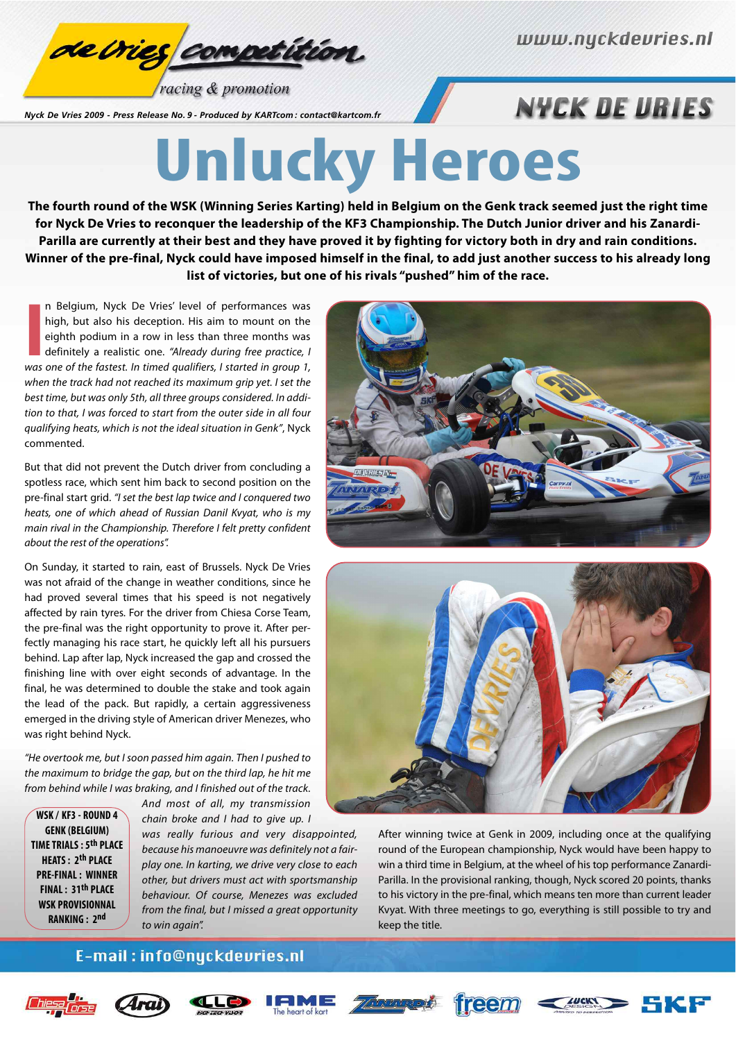Nyck De Vries 2009 - Press Release No. 9 - Produced by KARTcom : contact@kartcom.fr

# Unlucky Heroes

**The fourth round of the WSK (Winning Series Karting) held in Belgium on the Genk track seemed just the right time for Nyck De Vries to reconquer the leadership of the KF3 Championship. The Dutch Junior driver and his Zanardi-Parilla are currently at their best and they have proved it by fighting for victory both in dry and rain conditions. Winner of the pre-final, Nyck could have imposed himself in the final, to add just another success to his already long list of victories, but one of his rivals "pushed" him of the race.**

In Belgium, Nyck De Vries' level of performances was high, but also his deception. His aim to mount on the eighth podium in a row in less than three months was definitely a realistic one. *"Already during free practice, I was one of the fastest. In timed qualifiers, I started in group 1, when the track had not reached its maximum grip yet. I set the best time, but was only 5th, all three groups considered. In addition to that, I was forced to start from the outer side in all four qualifying heats, which is not the ideal situation in Genk"*, Nyck commented.

But that did not prevent the Dutch driver from concluding a spotless race, which sent him back to second position on the pre-final start grid. *"I set the best lap twice and I conquered two heats, one of which ahead of Russian Danil Kvyat, who is my main rival in the Championship. Therefore I felt pretty confident about the rest of the operations".*

On Sunday, it started to rain, east of Brussels. Nyck De Vries was not afraid of the change in weather conditions, since he had proved several times that his speed is not negatively affected by rain tyres. For the driver from Chiesa Corse Team, the pre-final was the right opportunity to prove it. After perfectly managing his race start, he quickly left all his pursuers behind. Lap after lap, Nyck increased the gap and crossed the finishing line with over eight seconds of advantage. In the final, he was determined to double the stake and took again the lead of the pack. But rapidly, a certain aggressiveness emerged in the driving style of American driver Menezes, who was right behind Nyck.

*"He overtook me, but I soon passed him again. Then I pushed to the maximum to bridge the gap, but on the third lap, he hit me from behind while I was braking, and I finished out of the track. And most of all, my transmission chain broke and I had to give up. I was really furious and very disappointed, because his manoeuvre was definitely not a fair-play one. In karting, we drive very close to each other, but drivers must act with sportsmanship behaviour. Of course, Menezes was excluded from the final, but I missed a great opportunity to win again".*

**WSK / KF3 - ROUND 4**
**GENK (BELGIUM)**
**TIME TRIALS : 5th PLACE**
**HEATS : 2th PLACE**
**PRE-FINAL : WINNER**
**FINAL : 31th PLACE**
**WSK PROVISIONNAL RANKING : 2nd**

After winning twice at Genk in 2009, including once at the qualifying round of the European championship, Nyck would have been happy to win a third time in Belgium, at the wheel of his top performance Zanardi-Parilla. In the provisional ranking, though, Nyck scored 20 points, thanks to his victory in the pre-final, which means ten more than current leader Kvyat. With three meetings to go, everything is still possible to try and keep the title.

E-mail : info@nyckdevries.nl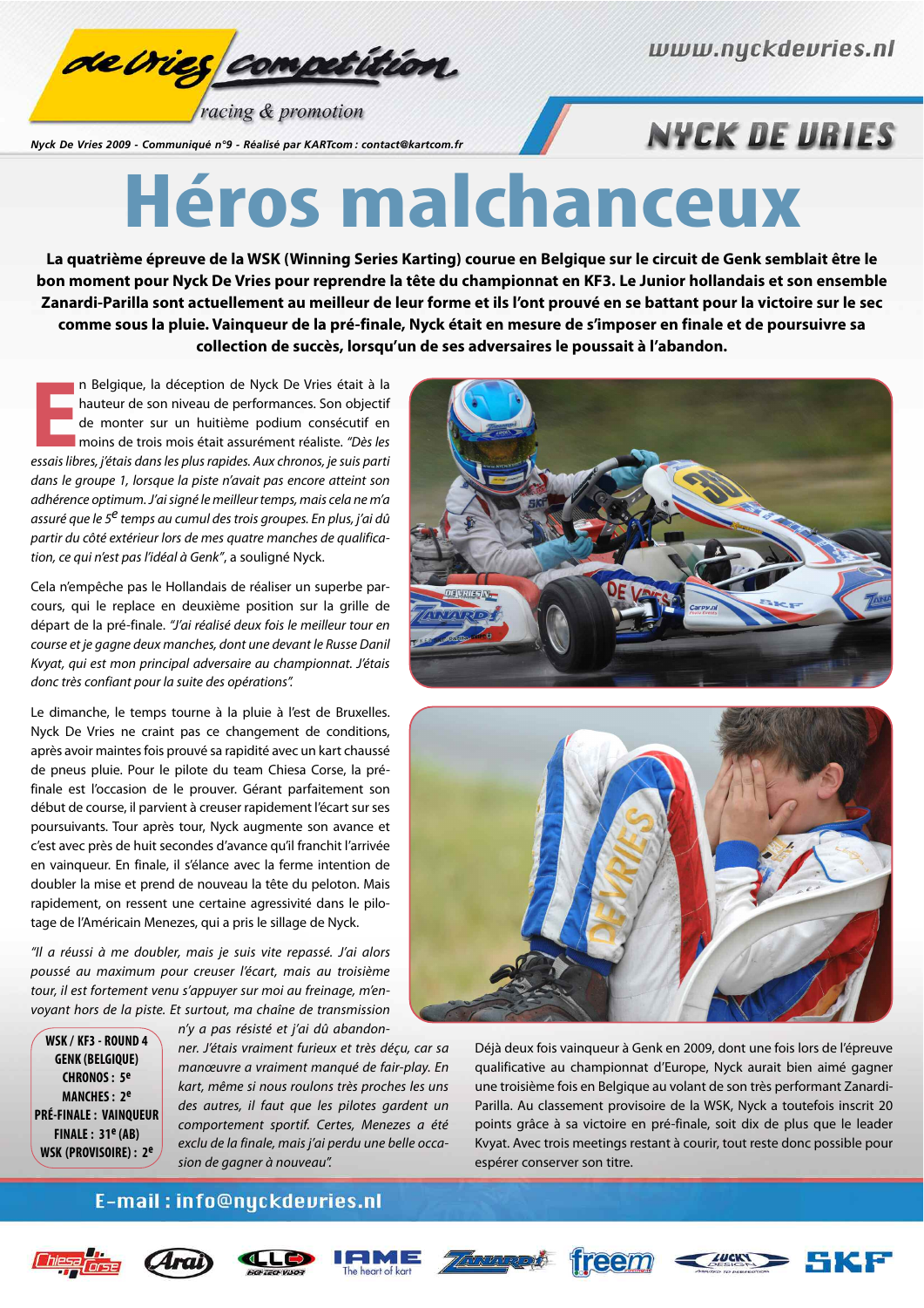Nyck De Vries 2009 - Communiqué n°9 - Réalisé par KARTcom : contact@kartcom.fr

# Héros malchanceux

**La quatrième épreuve de la WSK (Winning Series Karting) courue en Belgique sur le circuit de Genk semblait être le bon moment pour Nyck De Vries pour reprendre la tête du championnat en KF3. Le Junior hollandais et son ensemble Zanardi-Parilla sont actuellement au meilleur de leur forme et ils l'ont prouvé en se battant pour la victoire sur le sec comme sous la pluie. Vainqueur de la pré-finale, Nyck était en mesure de s'imposer en finale et de poursuivre sa collection de succès, lorsqu'un de ses adversaires le poussait à l'abandon.**

En Belgique, la déception de Nyck De Vries était à la hauteur de son niveau de performances. Son objectif de monter sur un huitième podium consécutif en moins de trois mois était assurément réaliste. *"Dès les essais libres, j'étais dans les plus rapides. Aux chronos, je suis parti dans le groupe 1, lorsque la piste n'avait pas encore atteint son adhérence optimum. J'ai signé le meilleur temps, mais cela ne m'a assuré que le 5e temps au cumul des trois groupes. En plus, j'ai dû partir du côté extérieur lors de mes quatre manches de qualification, ce qui n'est pas l'idéal à Genk"*, a souligné Nyck.

Cela n'empêche pas le Hollandais de réaliser un superbe parcours, qui le replace en deuxième position sur la grille de départ de la pré-finale. *"J'ai réalisé deux fois le meilleur tour en course et je gagne deux manches, dont une devant le Russe Danil Kvyat, qui est mon principal adversaire au championnat. J'étais donc très confiant pour la suite des opérations".*

Le dimanche, le temps tourne à la pluie à l'est de Bruxelles. Nyck De Vries ne craint pas ce changement de conditions, après avoir maintes fois prouvé sa rapidité avec un kart chaussé de pneus pluie. Pour le pilote du team Chiesa Corse, la pré-finale est l'occasion de le prouver. Gérant parfaitement son début de course, il parvient à creuser rapidement l'écart sur ses poursuivants. Tour après tour, Nyck augmente son avance et c'est avec près de huit secondes d'avance qu'il franchit l'arrivée en vainqueur. En finale, il s'élance avec la ferme intention de doubler la mise et prend de nouveau la tête du peloton. Mais rapidement, on ressent une certaine agressivité dans le pilotage de l'Américain Menezes, qui a pris le sillage de Nyck.

*"Il a réussi à me doubler, mais je suis vite repassé. J'ai alors poussé au maximum pour creuser l'écart, mais au troisième tour, il est fortement venu s'appuyer sur moi au freinage, m'envoyant hors de la piste. Et surtout, ma chaîne de transmission n'y a pas résisté et j'ai dû abandonner. J'étais vraiment furieux et très déçu, car sa manœuvre a vraiment manqué de fair-play. En kart, même si nous roulons très proches les uns des autres, il faut que les pilotes gardent un comportement sportif. Certes, Menezes a été exclu de la finale, mais j'ai perdu une belle occasion de gagner à nouveau".*

**WSK / KF3 - ROUND 4**
**GENK (BELGIQUE)**
**CHRONOS : 5e**
**MANCHES : 2e**
**PRÉ-FINALE : VAINQUEUR**
**FINALE : 31e (AB)**
**WSK (PROVISOIRE) : 2e**

Déjà deux fois vainqueur à Genk en 2009, dont une fois lors de l'épreuve qualificative au championnat d'Europe, Nyck aurait bien aimé gagner une troisième fois en Belgique au volant de son très performant Zanardi-Parilla. Au classement provisoire de la WSK, Nyck a toutefois inscrit 20 points grâce à sa victoire en pré-finale, soit dix de plus que le leader Kvyat. Avec trois meetings restant à courir, tout reste donc possible pour espérer conserver son titre.

E-mail : info@nyckdevries.nl